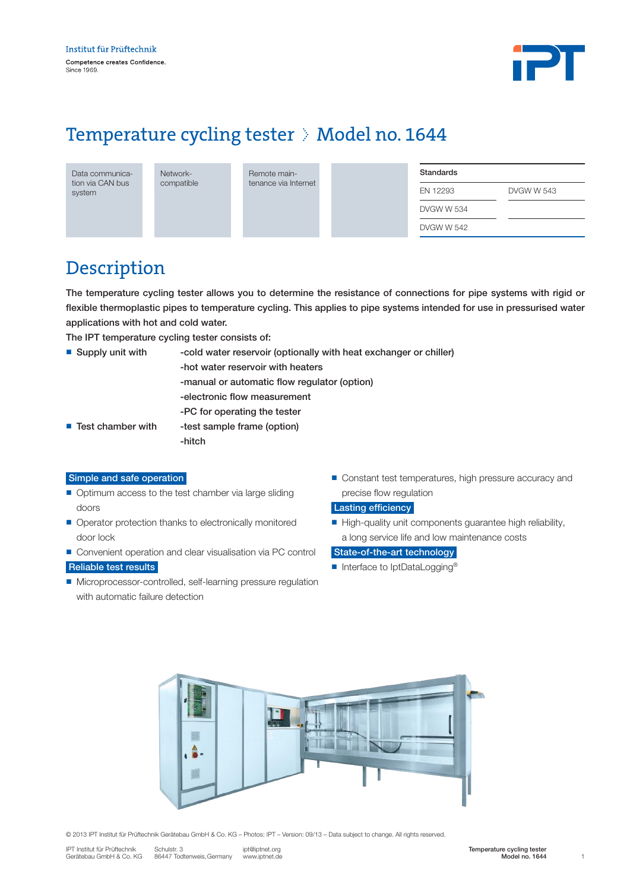Institut für Prüftechnik

Competence creates Confidence.
Since 1969.

# Temperature cycling tester › Model no. 1644

Data communication via CAN bus system

Network-compatible

Remote maintenance via Internet

| Standards | |
|---|---|
| EN 12293 | DVGW W 543 |
| DVGW W 534 | |
| DVGW W 542 | |

## Description

**The temperature cycling tester allows you to determine the resistance of connections for pipe systems with rigid or flexible thermoplastic pipes to temperature cycling. This applies to pipe systems intended for use in pressurised water applications with hot and cold water.**

**The IPT temperature cycling tester consists of:**

- **Supply unit with**
  - **-cold water reservoir (optionally with heat exchanger or chiller)**
  - **-hot water reservoir with heaters**
  - **-manual or automatic flow regulator (option)**
  - **-electronic flow measurement**
  - **-PC for operating the tester**
- **Test chamber with**
  - **-test sample frame (option)**
  - **-hitch**

### Simple and safe operation

- Optimum access to the test chamber via large sliding doors
- Operator protection thanks to electronically monitored door lock
- Convenient operation and clear visualisation via PC control

### Reliable test results

- Microprocessor-controlled, self-learning pressure regulation with automatic failure detection
- Constant test temperatures, high pressure accuracy and precise flow regulation

### Lasting efficiency

- High-quality unit components guarantee high reliability, a long service life and low maintenance costs

### State-of-the-art technology

- Interface to IptDataLogging®

© 2013 IPT Institut für Prüftechnik Gerätebau GmbH & Co. KG – Photos: IPT – Version: 09/13 – Data subject to change. All rights reserved.

IPT Institut für Prüftechnik Gerätebau GmbH & Co. KG · Schulstr. 3, 86447 Todtenweis, Germany · ipt@iptnet.org · www.iptnet.de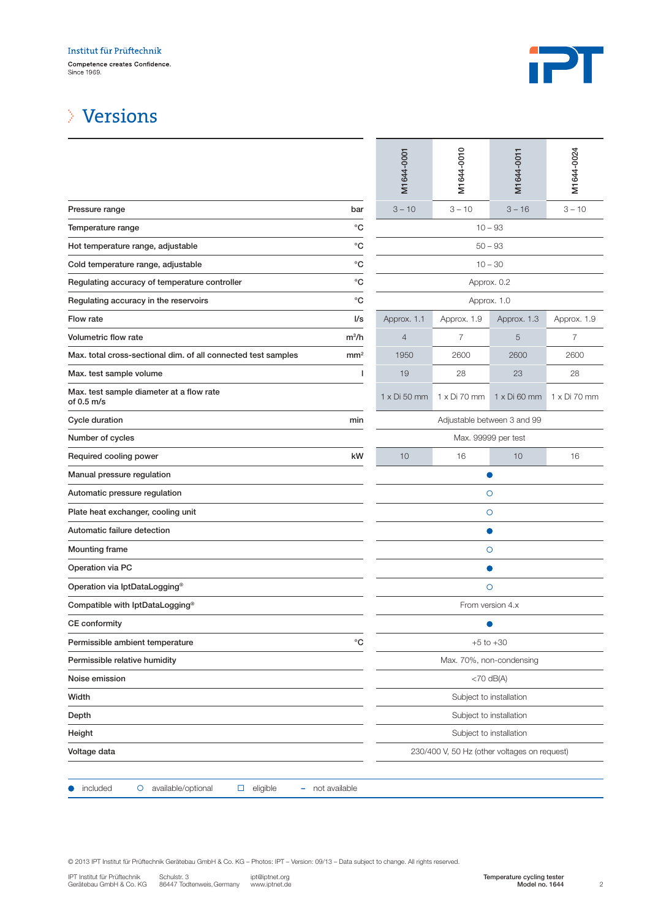Institut für Prüftechnik

Competence creates Confidence.
Since 1969.

# Versions

| | | M1644-0001 | M1644-0010 | M1644-0011 | M1644-0024 |
|---|---|---|---|---|---|
| Pressure range | bar | 3 – 10 | 3 – 10 | 3 – 16 | 3 – 10 |
| Temperature range | °C | 10 – 93 | | | |
| Hot temperature range, adjustable | °C | 50 – 93 | | | |
| Cold temperature range, adjustable | °C | 10 – 30 | | | |
| Regulating accuracy of temperature controller | °C | Approx. 0.2 | | | |
| Regulating accuracy in the reservoirs | °C | Approx. 1.0 | | | |
| Flow rate | l/s | Approx. 1.1 | Approx. 1.9 | Approx. 1.3 | Approx. 1.9 |
| Volumetric flow rate | $m^3/h$ | 4 | 7 | 5 | 7 |
| Max. total cross-sectional dim. of all connected test samples | $mm^2$ | 1950 | 2600 | 2600 | 2600 |
| Max. test sample volume | l | 19 | 28 | 23 | 28 |
| Max. test sample diameter at a flow rate of 0.5 m/s | | 1 x Di 50 mm | 1 x Di 70 mm | 1 x Di 60 mm | 1 x Di 70 mm |
| Cycle duration | min | Adjustable between 3 and 99 | | | |
| Number of cycles | | Max. 99999 per test | | | |
| Required cooling power | kW | 10 | 16 | 10 | 16 |
| Manual pressure regulation | | ● | | | |
| Automatic pressure regulation | | ○ | | | |
| Plate heat exchanger, cooling unit | | ○ | | | |
| Automatic failure detection | | ● | | | |
| Mounting frame | | ○ | | | |
| Operation via PC | | ● | | | |
| Operation via IptDataLogging® | | ○ | | | |
| Compatible with IptDataLogging® | | From version 4.x | | | |
| CE conformity | | ● | | | |
| Permissible ambient temperature | °C | +5 to +30 | | | |
| Permissible relative humidity | | Max. 70%, non-condensing | | | |
| Noise emission | | <70 dB(A) | | | |
| Width | | Subject to installation | | | |
| Depth | | Subject to installation | | | |
| Height | | Subject to installation | | | |
| Voltage data | | 230/400 V, 50 Hz (other voltages on request) | | | |

● included ○ available/optional □ eligible – not available

© 2013 IPT Institut für Prüftechnik Gerätebau GmbH & Co. KG – Photos: IPT – Version: 09/13 – Data subject to change. All rights reserved.

IPT Institut für Prüftechnik Gerätebau GmbH & Co. KG · Schulstr. 3, 86447 Todtenweis, Germany · ipt@iptnet.org · www.iptnet.de

Temperature cycling tester
Model no. 1644